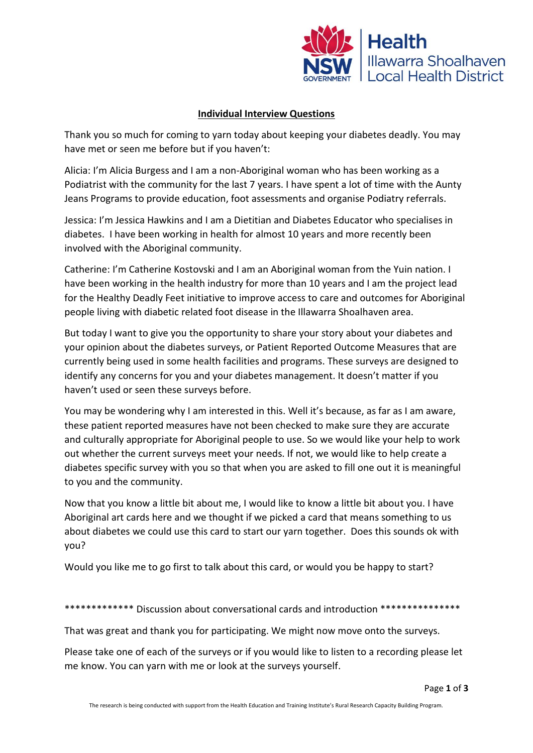## Individual Interview Questions

Thank you so much for coming to yarn today about keeping your diabetes deadly. You may have met or seen me before but if you haven't:

Alicia: I'm Alicia Burgess and I am a non-Aboriginal woman who has been working as a Podiatrist with the community for the last 7 years. I have spent a lot of time with the Aunty Jeans Programs to provide education, foot assessments and organise Podiatry referrals.

Jessica: I'm Jessica Hawkins and I am a Dietitian and Diabetes Educator who specialises in diabetes. I have been working in health for almost 10 years and more recently been involved with the Aboriginal community.

Catherine: I'm Catherine Kostovski and I am an Aboriginal woman from the Yuin nation. I have been working in the health industry for more than 10 years and I am the project lead for the Healthy Deadly Feet initiative to improve access to care and outcomes for Aboriginal people living with diabetic related foot disease in the Illawarra Shoalhaven area.

But today I want to give you the opportunity to share your story about your diabetes and your opinion about the diabetes surveys, or Patient Reported Outcome Measures that are currently being used in some health facilities and programs. These surveys are designed to identify any concerns for you and your diabetes management. It doesn't matter if you haven't used or seen these surveys before.

You may be wondering why I am interested in this. Well it's because, as far as I am aware, these patient reported measures have not been checked to make sure they are accurate and culturally appropriate for Aboriginal people to use. So we would like your help to work out whether the current surveys meet your needs. If not, we would like to help create a diabetes specific survey with you so that when you are asked to fill one out it is meaningful to you and the community.

Now that you know a little bit about me, I would like to know a little bit about you. I have Aboriginal art cards here and we thought if we picked a card that means something to us about diabetes we could use this card to start our yarn together. Does this sounds ok with you?

Would you like me to go first to talk about this card, or would you be happy to start?

************* Discussion about conversational cards and introduction ***************

That was great and thank you for participating. We might now move onto the surveys.

Please take one of each of the surveys or if you would like to listen to a recording please let me know. You can yarn with me or look at the surveys yourself.

The research is being conducted with support from the Health Education and Training Institute's Rural Research Capacity Building Program.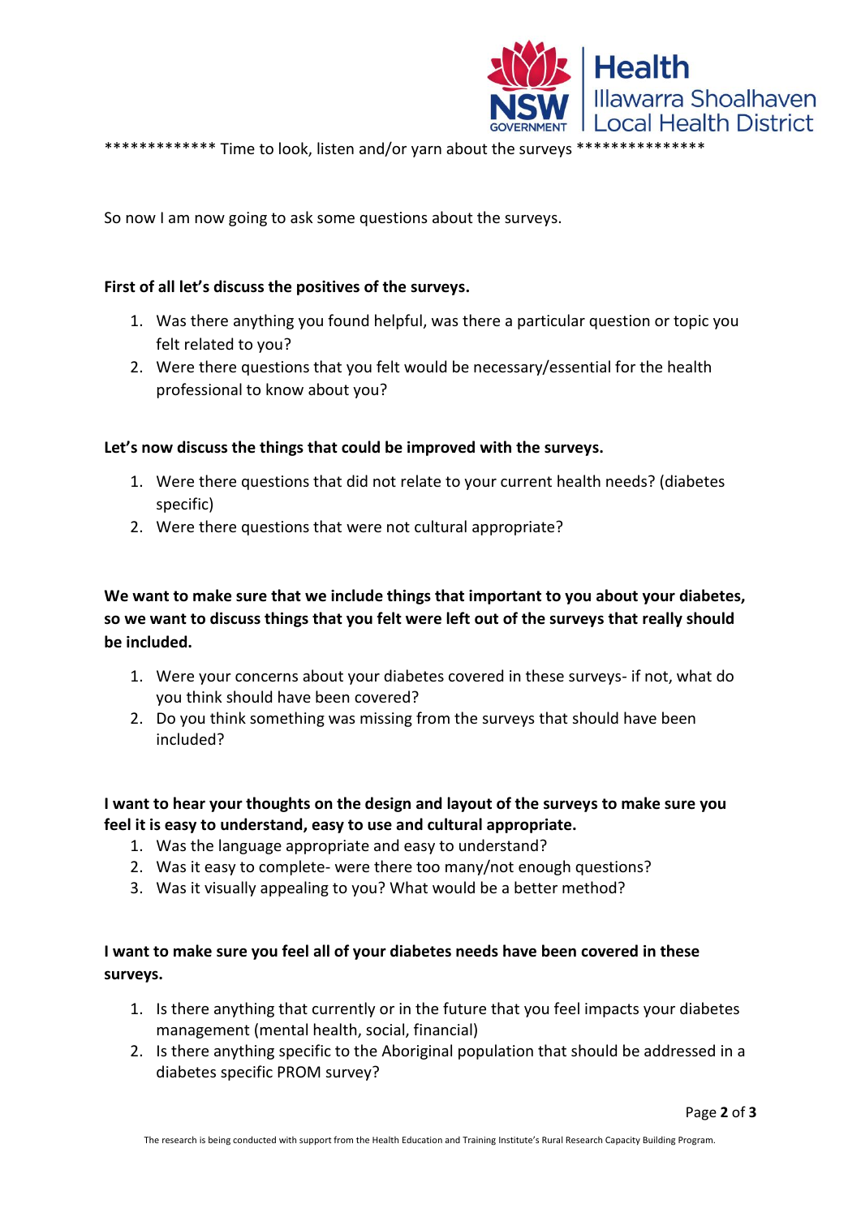************* Time to look, listen and/or yarn about the surveys ***************

So now I am now going to ask some questions about the surveys.

**First of all let's discuss the positives of the surveys.**

1. Was there anything you found helpful, was there a particular question or topic you felt related to you?
2. Were there questions that you felt would be necessary/essential for the health professional to know about you?

**Let's now discuss the things that could be improved with the surveys.**

1. Were there questions that did not relate to your current health needs? (diabetes specific)
2. Were there questions that were not cultural appropriate?

**We want to make sure that we include things that important to you about your diabetes, so we want to discuss things that you felt were left out of the surveys that really should be included.**

1. Were your concerns about your diabetes covered in these surveys- if not, what do you think should have been covered?
2. Do you think something was missing from the surveys that should have been included?

**I want to hear your thoughts on the design and layout of the surveys to make sure you feel it is easy to understand, easy to use and cultural appropriate.**

1. Was the language appropriate and easy to understand?
2. Was it easy to complete- were there too many/not enough questions?
3. Was it visually appealing to you? What would be a better method?

**I want to make sure you feel all of your diabetes needs have been covered in these surveys.**

1. Is there anything that currently or in the future that you feel impacts your diabetes management (mental health, social, financial)
2. Is there anything specific to the Aboriginal population that should be addressed in a diabetes specific PROM survey?

The research is being conducted with support from the Health Education and Training Institute's Rural Research Capacity Building Program.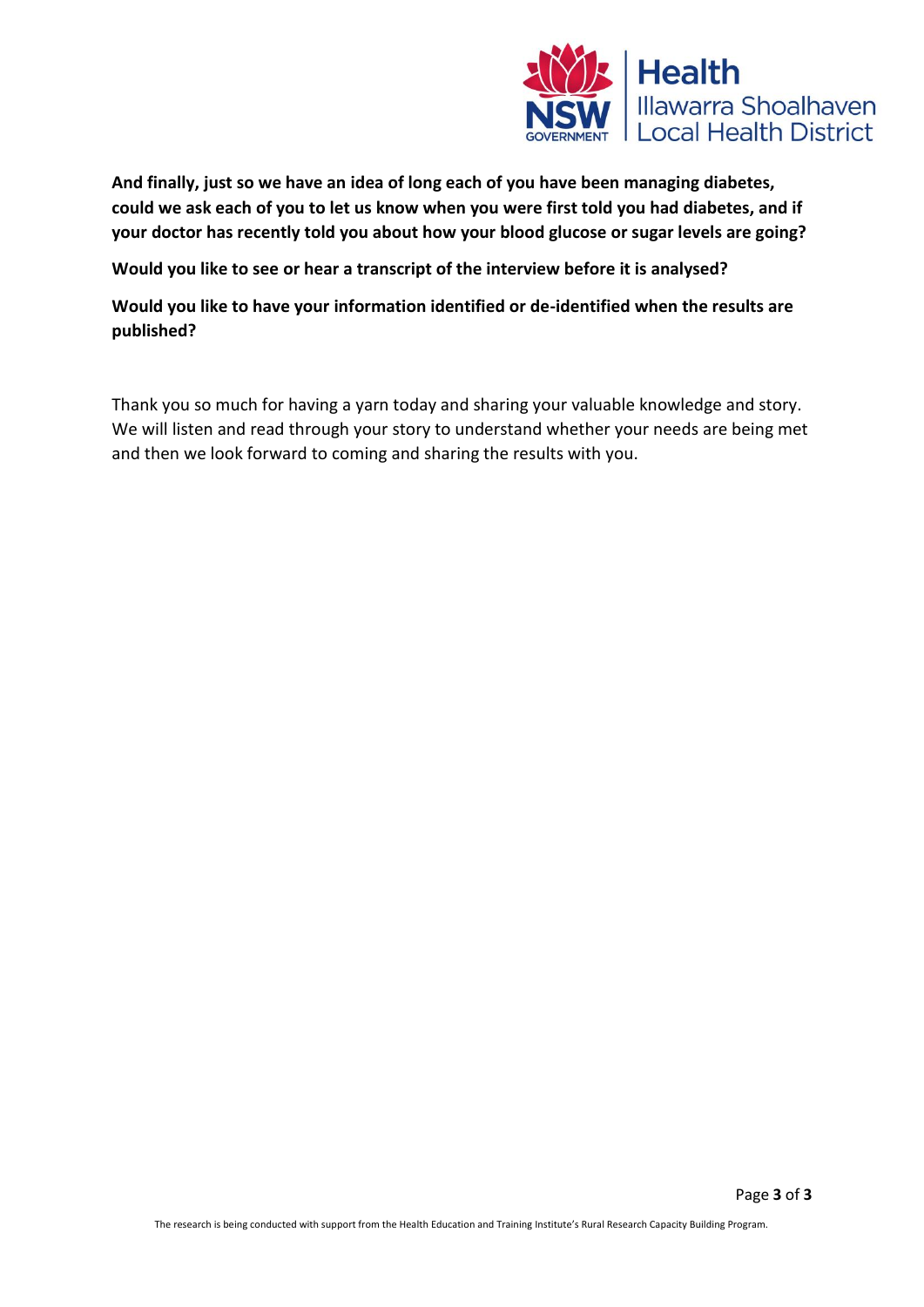**And finally, just so we have an idea of long each of you have been managing diabetes, could we ask each of you to let us know when you were first told you had diabetes, and if your doctor has recently told you about how your blood glucose or sugar levels are going?**

**Would you like to see or hear a transcript of the interview before it is analysed?**

**Would you like to have your information identified or de-identified when the results are published?**

Thank you so much for having a yarn today and sharing your valuable knowledge and story. We will listen and read through your story to understand whether your needs are being met and then we look forward to coming and sharing the results with you.